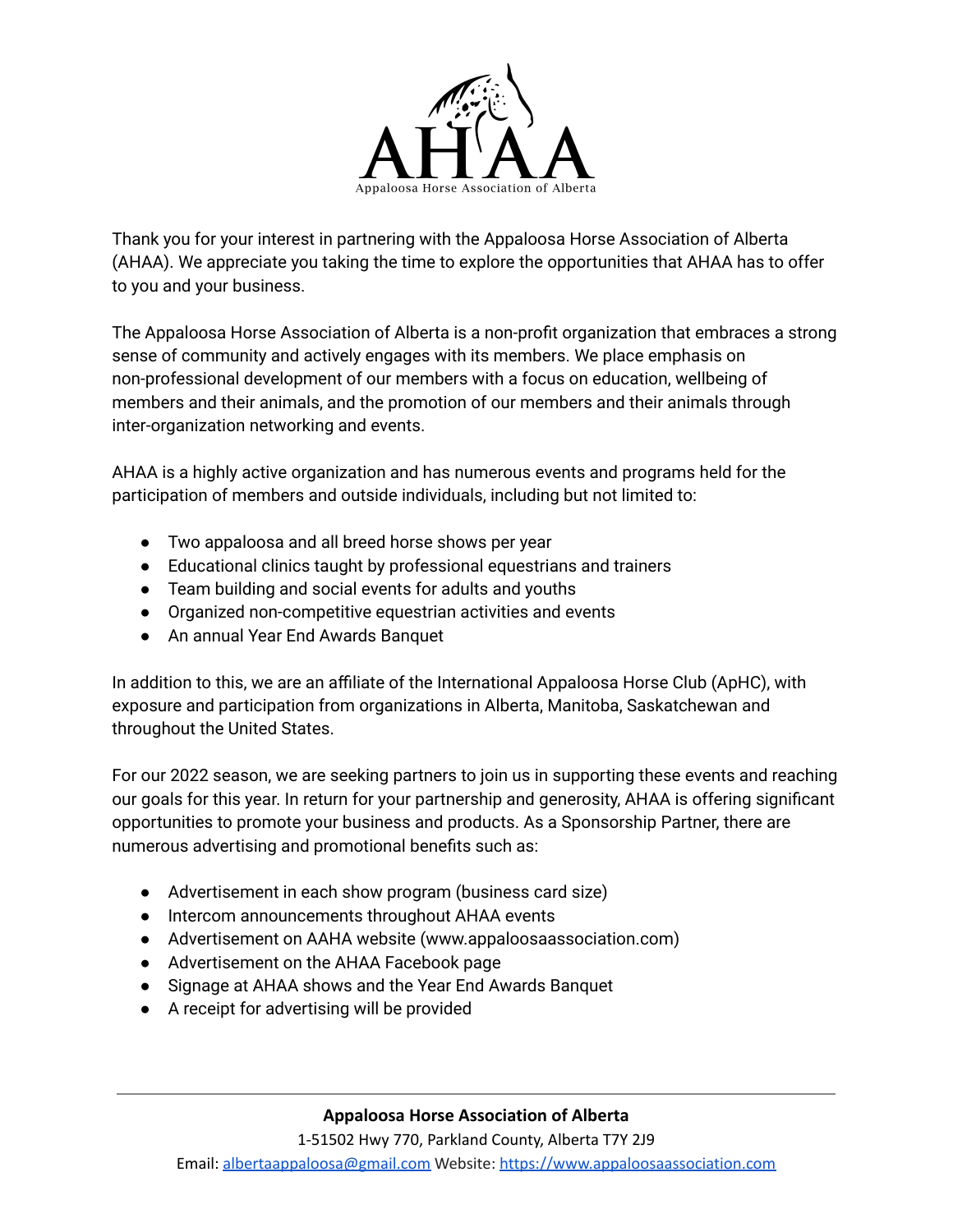# AHAA

Appaloosa Horse Association of Alberta

Thank you for your interest in partnering with the Appaloosa Horse Association of Alberta (AHAA). We appreciate you taking the time to explore the opportunities that AHAA has to offer to you and your business.

The Appaloosa Horse Association of Alberta is a non-profit organization that embraces a strong sense of community and actively engages with its members. We place emphasis on non-professional development of our members with a focus on education, wellbeing of members and their animals, and the promotion of our members and their animals through inter-organization networking and events.

AHAA is a highly active organization and has numerous events and programs held for the participation of members and outside individuals, including but not limited to:

- Two appaloosa and all breed horse shows per year
- Educational clinics taught by professional equestrians and trainers
- Team building and social events for adults and youths
- Organized non-competitive equestrian activities and events
- An annual Year End Awards Banquet

In addition to this, we are an affiliate of the International Appaloosa Horse Club (ApHC), with exposure and participation from organizations in Alberta, Manitoba, Saskatchewan and throughout the United States.

For our 2022 season, we are seeking partners to join us in supporting these events and reaching our goals for this year. In return for your partnership and generosity, AHAA is offering significant opportunities to promote your business and products. As a Sponsorship Partner, there are numerous advertising and promotional benefits such as:

- Advertisement in each show program (business card size)
- Intercom announcements throughout AHAA events
- Advertisement on AAHA website (www.appaloosaassociation.com)
- Advertisement on the AHAA Facebook page
- Signage at AHAA shows and the Year End Awards Banquet
- A receipt for advertising will be provided

**Appaloosa Horse Association of Alberta**
1-51502 Hwy 770, Parkland County, Alberta T7Y 2J9
Email: albertaappaloosa@gmail.com Website: https://www.appaloosaassociation.com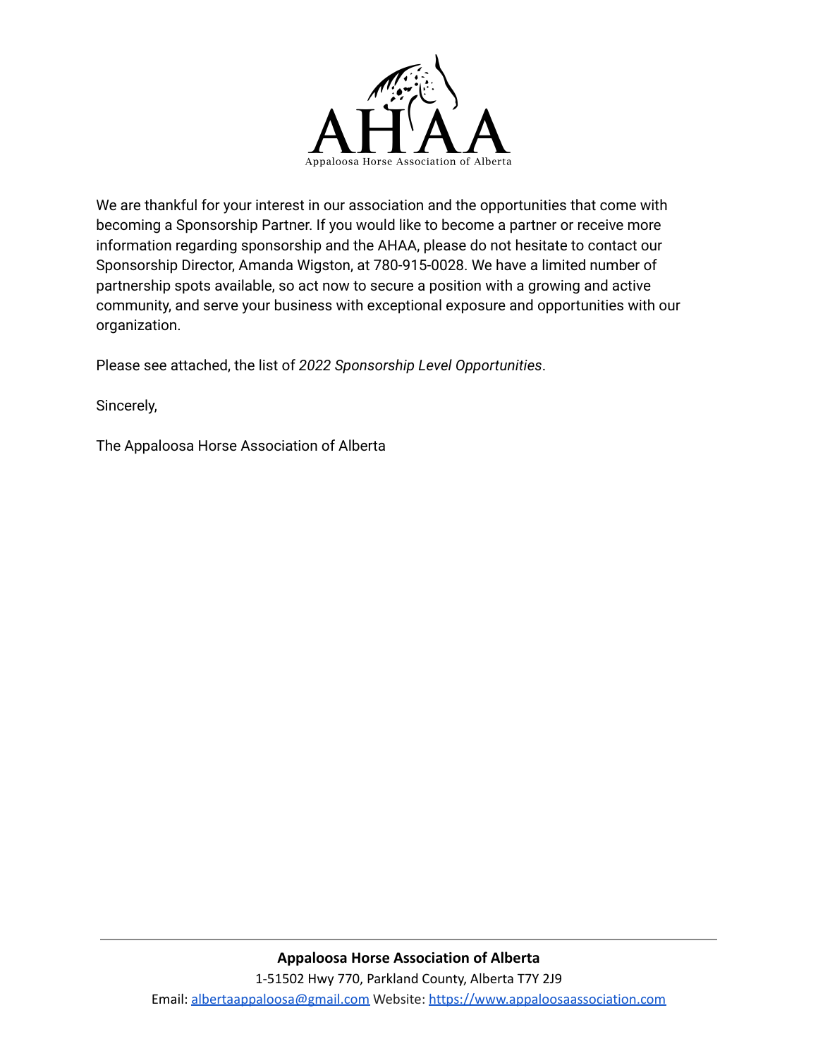AHAA

Appaloosa Horse Association of Alberta

We are thankful for your interest in our association and the opportunities that come with becoming a Sponsorship Partner. If you would like to become a partner or receive more information regarding sponsorship and the AHAA, please do not hesitate to contact our Sponsorship Director, Amanda Wigston, at 780-915-0028. We have a limited number of partnership spots available, so act now to secure a position with a growing and active community, and serve your business with exceptional exposure and opportunities with our organization.

Please see attached, the list of *2022 Sponsorship Level Opportunities*.

Sincerely,

The Appaloosa Horse Association of Alberta

**Appaloosa Horse Association of Alberta**

1-51502 Hwy 770, Parkland County, Alberta T7Y 2J9

Email: albertaappaloosa@gmail.com Website: https://www.appaloosaassociation.com